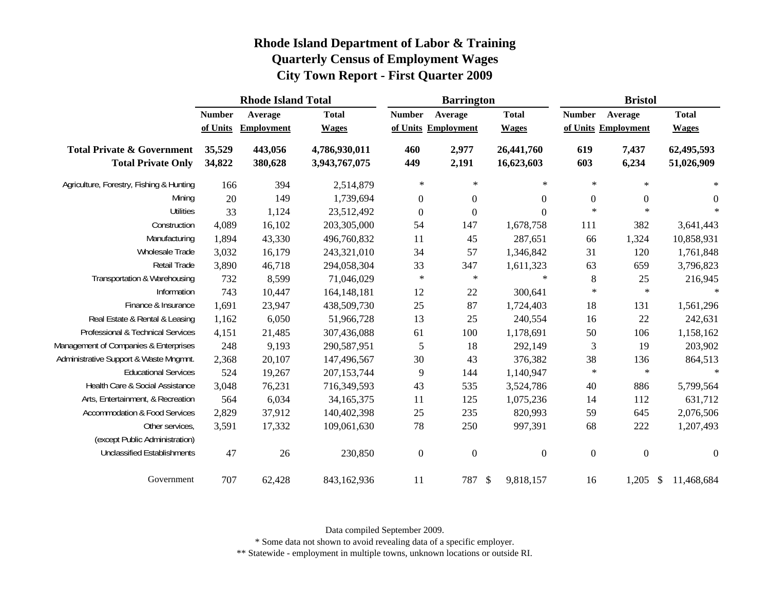# Rhode Island Department of Labor & Training
## Quarterly Census of Employment Wages
## City Town Report - First Quarter 2009

| | Rhode Island Total | | | Barrington | | | Bristol | | |
|---|---|---|---|---|---|---|---|---|---|
| | Number of Units | Average Employment | Total Wages | Number of Units | Average Employment | Total Wages | Number of Units | Average Employment | Total Wages |
| **Total Private & Government** | **35,529** | **443,056** | **4,786,930,011** | **460** | **2,977** | **26,441,760** | **619** | **7,437** | **62,495,593** |
| **Total Private Only** | **34,822** | **380,628** | **3,943,767,075** | **449** | **2,191** | **16,623,603** | **603** | **6,234** | **51,026,909** |
| Agriculture, Forestry, Fishing & Hunting | 166 | 394 | 2,514,879 | * | * | * | * | * | * |
| Mining | 20 | 149 | 1,739,694 | 0 | 0 | 0 | 0 | 0 | 0 |
| Utilities | 33 | 1,124 | 23,512,492 | 0 | 0 | 0 | * | * | * |
| Construction | 4,089 | 16,102 | 203,305,000 | 54 | 147 | 1,678,758 | 111 | 382 | 3,641,443 |
| Manufacturing | 1,894 | 43,330 | 496,760,832 | 11 | 45 | 287,651 | 66 | 1,324 | 10,858,931 |
| Wholesale Trade | 3,032 | 16,179 | 243,321,010 | 34 | 57 | 1,346,842 | 31 | 120 | 1,761,848 |
| Retail Trade | 3,890 | 46,718 | 294,058,304 | 33 | 347 | 1,611,323 | 63 | 659 | 3,796,823 |
| Transportation & Warehousing | 732 | 8,599 | 71,046,029 | * | * | * | 8 | 25 | 216,945 |
| Information | 743 | 10,447 | 164,148,181 | 12 | 22 | 300,641 | * | * | * |
| Finance & Insurance | 1,691 | 23,947 | 438,509,730 | 25 | 87 | 1,724,403 | 18 | 131 | 1,561,296 |
| Real Estate & Rental & Leasing | 1,162 | 6,050 | 51,966,728 | 13 | 25 | 240,554 | 16 | 22 | 242,631 |
| Professional & Technical Services | 4,151 | 21,485 | 307,436,088 | 61 | 100 | 1,178,691 | 50 | 106 | 1,158,162 |
| Management of Companies & Enterprises | 248 | 9,193 | 290,587,951 | 5 | 18 | 292,149 | 3 | 19 | 203,902 |
| Administrative Support & Waste Mngmnt. | 2,368 | 20,107 | 147,496,567 | 30 | 43 | 376,382 | 38 | 136 | 864,513 |
| Educational Services | 524 | 19,267 | 207,153,744 | 9 | 144 | 1,140,947 | * | * | * |
| Health Care & Social Assistance | 3,048 | 76,231 | 716,349,593 | 43 | 535 | 3,524,786 | 40 | 886 | 5,799,564 |
| Arts, Entertainment, & Recreation | 564 | 6,034 | 34,165,375 | 11 | 125 | 1,075,236 | 14 | 112 | 631,712 |
| Accommodation & Food Services | 2,829 | 37,912 | 140,402,398 | 25 | 235 | 820,993 | 59 | 645 | 2,076,506 |
| Other services, (except Public Administration) | 3,591 | 17,332 | 109,061,630 | 78 | 250 | 997,391 | 68 | 222 | 1,207,493 |
| Unclassified Establishments | 47 | 26 | 230,850 | 0 | 0 | 0 | 0 | 0 | 0 |
| Government | 707 | 62,428 | 843,162,936 | 11 | 787 | $ 9,818,157 | 16 | 1,205 | $ 11,468,684 |

Data compiled September 2009.

\* Some data not shown to avoid revealing data of a specific employer.

\*\* Statewide - employment in multiple towns, unknown locations or outside RI.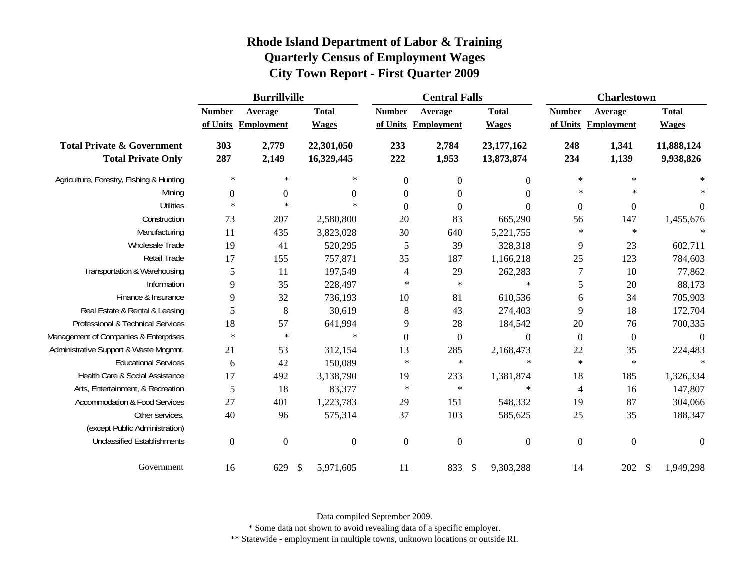# Rhode Island Department of Labor & Training
## Quarterly Census of Employment Wages
## City Town Report - First Quarter 2009

| | Burrillville | | | Central Falls | | | Charlestown | | |
|---|---|---|---|---|---|---|---|---|---|
| | Number of Units | Average Employment | Total Wages | Number of Units | Average Employment | Total Wages | Number of Units | Average Employment | Total Wages |
| **Total Private & Government** | **303** | **2,779** | **22,301,050** | **233** | **2,784** | **23,177,162** | **248** | **1,341** | **11,888,124** |
| **Total Private Only** | **287** | **2,149** | **16,329,445** | **222** | **1,953** | **13,873,874** | **234** | **1,139** | **9,938,826** |
| Agriculture, Forestry, Fishing & Hunting | * | * | * | 0 | 0 | 0 | * | * | * |
| Mining | 0 | 0 | 0 | 0 | 0 | 0 | * | * | * |
| Utilities | * | * | * | 0 | 0 | 0 | 0 | 0 | 0 |
| Construction | 73 | 207 | 2,580,800 | 20 | 83 | 665,290 | 56 | 147 | 1,455,676 |
| Manufacturing | 11 | 435 | 3,823,028 | 30 | 640 | 5,221,755 | * | * | * |
| Wholesale Trade | 19 | 41 | 520,295 | 5 | 39 | 328,318 | 9 | 23 | 602,711 |
| Retail Trade | 17 | 155 | 757,871 | 35 | 187 | 1,166,218 | 25 | 123 | 784,603 |
| Transportation & Warehousing | 5 | 11 | 197,549 | 4 | 29 | 262,283 | 7 | 10 | 77,862 |
| Information | 9 | 35 | 228,497 | * | * | * | 5 | 20 | 88,173 |
| Finance & Insurance | 9 | 32 | 736,193 | 10 | 81 | 610,536 | 6 | 34 | 705,903 |
| Real Estate & Rental & Leasing | 5 | 8 | 30,619 | 8 | 43 | 274,403 | 9 | 18 | 172,704 |
| Professional & Technical Services | 18 | 57 | 641,994 | 9 | 28 | 184,542 | 20 | 76 | 700,335 |
| Management of Companies & Enterprises | * | * | * | 0 | 0 | 0 | 0 | 0 | 0 |
| Administrative Support & Waste Mngmnt. | 21 | 53 | 312,154 | 13 | 285 | 2,168,473 | 22 | 35 | 224,483 |
| Educational Services | 6 | 42 | 150,089 | * | * | * | * | * | * |
| Health Care & Social Assistance | 17 | 492 | 3,138,790 | 19 | 233 | 1,381,874 | 18 | 185 | 1,326,334 |
| Arts, Entertainment, & Recreation | 5 | 18 | 83,377 | * | * | * | 4 | 16 | 147,807 |
| Accommodation & Food Services | 27 | 401 | 1,223,783 | 29 | 151 | 548,332 | 19 | 87 | 304,066 |
| Other services, (except Public Administration) | 40 | 96 | 575,314 | 37 | 103 | 585,625 | 25 | 35 | 188,347 |
| Unclassified Establishments | 0 | 0 | 0 | 0 | 0 | 0 | 0 | 0 | 0 |
| Government | 16 | 629 | $ 5,971,605 | 11 | 833 | $ 9,303,288 | 14 | 202 | $ 1,949,298 |

Data compiled September 2009.

* Some data not shown to avoid revealing data of a specific employer.

** Statewide - employment in multiple towns, unknown locations or outside RI.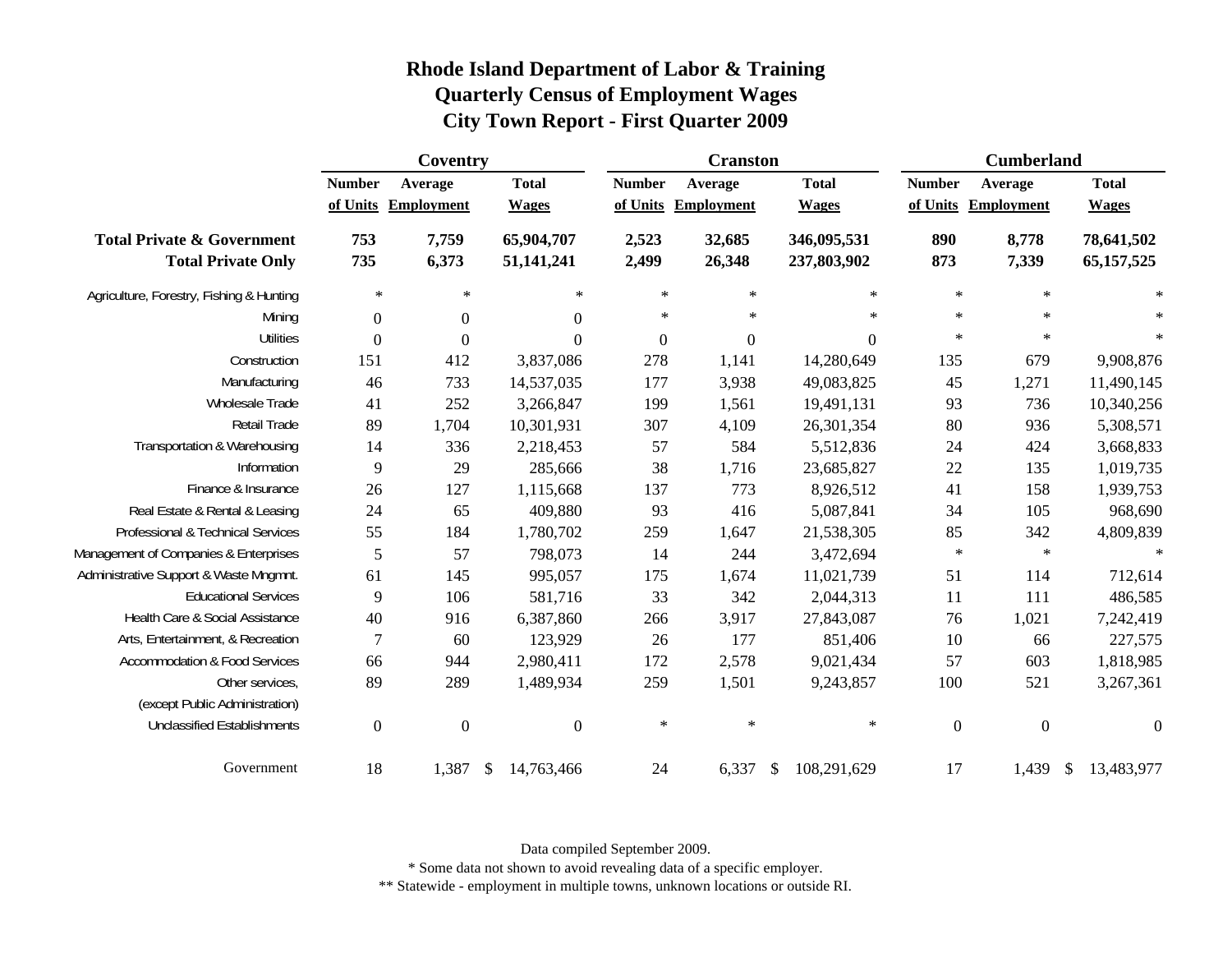# Rhode Island Department of Labor & Training
## Quarterly Census of Employment Wages
## City Town Report - First Quarter 2009

| | Coventry | | | Cranston | | | Cumberland | | |
|---|---|---|---|---|---|---|---|---|---|
| | Number of Units | Average Employment | Total Wages | Number of Units | Average Employment | Total Wages | Number of Units | Average Employment | Total Wages |
| **Total Private & Government** | **753** | **7,759** | **65,904,707** | **2,523** | **32,685** | **346,095,531** | **890** | **8,778** | **78,641,502** |
| **Total Private Only** | **735** | **6,373** | **51,141,241** | **2,499** | **26,348** | **237,803,902** | **873** | **7,339** | **65,157,525** |
| Agriculture, Forestry, Fishing & Hunting | * | * | * | * | * | * | * | * | * |
| Mining | 0 | 0 | 0 | * | * | * | * | * | * |
| Utilities | 0 | 0 | 0 | 0 | 0 | 0 | * | * | * |
| Construction | 151 | 412 | 3,837,086 | 278 | 1,141 | 14,280,649 | 135 | 679 | 9,908,876 |
| Manufacturing | 46 | 733 | 14,537,035 | 177 | 3,938 | 49,083,825 | 45 | 1,271 | 11,490,145 |
| Wholesale Trade | 41 | 252 | 3,266,847 | 199 | 1,561 | 19,491,131 | 93 | 736 | 10,340,256 |
| Retail Trade | 89 | 1,704 | 10,301,931 | 307 | 4,109 | 26,301,354 | 80 | 936 | 5,308,571 |
| Transportation & Warehousing | 14 | 336 | 2,218,453 | 57 | 584 | 5,512,836 | 24 | 424 | 3,668,833 |
| Information | 9 | 29 | 285,666 | 38 | 1,716 | 23,685,827 | 22 | 135 | 1,019,735 |
| Finance & Insurance | 26 | 127 | 1,115,668 | 137 | 773 | 8,926,512 | 41 | 158 | 1,939,753 |
| Real Estate & Rental & Leasing | 24 | 65 | 409,880 | 93 | 416 | 5,087,841 | 34 | 105 | 968,690 |
| Professional & Technical Services | 55 | 184 | 1,780,702 | 259 | 1,647 | 21,538,305 | 85 | 342 | 4,809,839 |
| Management of Companies & Enterprises | 5 | 57 | 798,073 | 14 | 244 | 3,472,694 | * | * | * |
| Administrative Support & Waste Mngmnt. | 61 | 145 | 995,057 | 175 | 1,674 | 11,021,739 | 51 | 114 | 712,614 |
| Educational Services | 9 | 106 | 581,716 | 33 | 342 | 2,044,313 | 11 | 111 | 486,585 |
| Health Care & Social Assistance | 40 | 916 | 6,387,860 | 266 | 3,917 | 27,843,087 | 76 | 1,021 | 7,242,419 |
| Arts, Entertainment, & Recreation | 7 | 60 | 123,929 | 26 | 177 | 851,406 | 10 | 66 | 227,575 |
| Accommodation & Food Services | 66 | 944 | 2,980,411 | 172 | 2,578 | 9,021,434 | 57 | 603 | 1,818,985 |
| Other services, (except Public Administration) | 89 | 289 | 1,489,934 | 259 | 1,501 | 9,243,857 | 100 | 521 | 3,267,361 |
| Unclassified Establishments | 0 | 0 | 0 | * | * | * | 0 | 0 | 0 |
| Government | 18 | 1,387 | $ 14,763,466 | 24 | 6,337 | $ 108,291,629 | 17 | 1,439 | $ 13,483,977 |

Data compiled September 2009.

* Some data not shown to avoid revealing data of a specific employer.

** Statewide - employment in multiple towns, unknown locations or outside RI.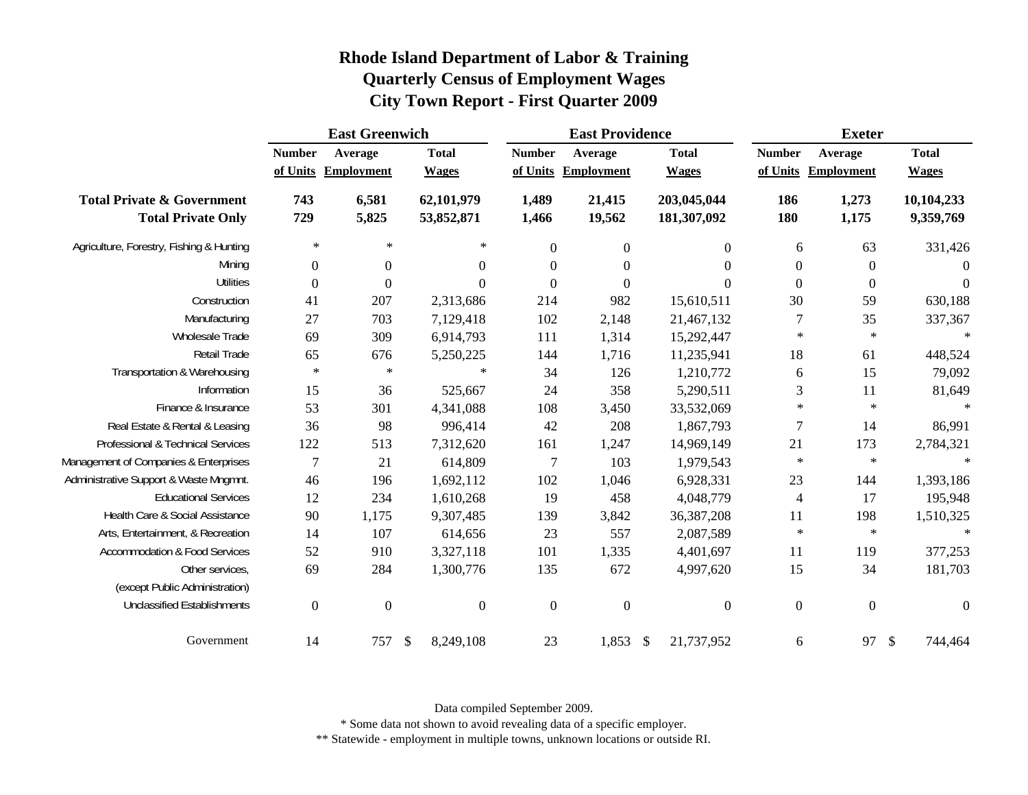# Rhode Island Department of Labor & Training
## Quarterly Census of Employment Wages
## City Town Report - First Quarter 2009

| | East Greenwich | | | East Providence | | | Exeter | | |
|---|---|---|---|---|---|---|---|---|---|
| | Number of Units | Average Employment | Total Wages | Number of Units | Average Employment | Total Wages | Number of Units | Average Employment | Total Wages |
| **Total Private & Government** | **743** | **6,581** | **62,101,979** | **1,489** | **21,415** | **203,045,044** | **186** | **1,273** | **10,104,233** |
| **Total Private Only** | **729** | **5,825** | **53,852,871** | **1,466** | **19,562** | **181,307,092** | **180** | **1,175** | **9,359,769** |
| Agriculture, Forestry, Fishing & Hunting | * | * | * | 0 | 0 | 0 | 6 | 63 | 331,426 |
| Mining | 0 | 0 | 0 | 0 | 0 | 0 | 0 | 0 | 0 |
| Utilities | 0 | 0 | 0 | 0 | 0 | 0 | 0 | 0 | 0 |
| Construction | 41 | 207 | 2,313,686 | 214 | 982 | 15,610,511 | 30 | 59 | 630,188 |
| Manufacturing | 27 | 703 | 7,129,418 | 102 | 2,148 | 21,467,132 | 7 | 35 | 337,367 |
| Wholesale Trade | 69 | 309 | 6,914,793 | 111 | 1,314 | 15,292,447 | * | * | * |
| Retail Trade | 65 | 676 | 5,250,225 | 144 | 1,716 | 11,235,941 | 18 | 61 | 448,524 |
| Transportation & Warehousing | * | * | * | 34 | 126 | 1,210,772 | 6 | 15 | 79,092 |
| Information | 15 | 36 | 525,667 | 24 | 358 | 5,290,511 | 3 | 11 | 81,649 |
| Finance & Insurance | 53 | 301 | 4,341,088 | 108 | 3,450 | 33,532,069 | * | * | * |
| Real Estate & Rental & Leasing | 36 | 98 | 996,414 | 42 | 208 | 1,867,793 | 7 | 14 | 86,991 |
| Professional & Technical Services | 122 | 513 | 7,312,620 | 161 | 1,247 | 14,969,149 | 21 | 173 | 2,784,321 |
| Management of Companies & Enterprises | 7 | 21 | 614,809 | 7 | 103 | 1,979,543 | * | * | * |
| Administrative Support & Waste Mngmnt. | 46 | 196 | 1,692,112 | 102 | 1,046 | 6,928,331 | 23 | 144 | 1,393,186 |
| Educational Services | 12 | 234 | 1,610,268 | 19 | 458 | 4,048,779 | 4 | 17 | 195,948 |
| Health Care & Social Assistance | 90 | 1,175 | 9,307,485 | 139 | 3,842 | 36,387,208 | 11 | 198 | 1,510,325 |
| Arts, Entertainment, & Recreation | 14 | 107 | 614,656 | 23 | 557 | 2,087,589 | * | * | * |
| Accommodation & Food Services | 52 | 910 | 3,327,118 | 101 | 1,335 | 4,401,697 | 11 | 119 | 377,253 |
| Other services, (except Public Administration) | 69 | 284 | 1,300,776 | 135 | 672 | 4,997,620 | 15 | 34 | 181,703 |
| Unclassified Establishments | 0 | 0 | 0 | 0 | 0 | 0 | 0 | 0 | 0 |
| Government | 14 | 757 | $ 8,249,108 | 23 | 1,853 | $ 21,737,952 | 6 | 97 | $ 744,464 |

Data compiled September 2009.

* Some data not shown to avoid revealing data of a specific employer.

** Statewide - employment in multiple towns, unknown locations or outside RI.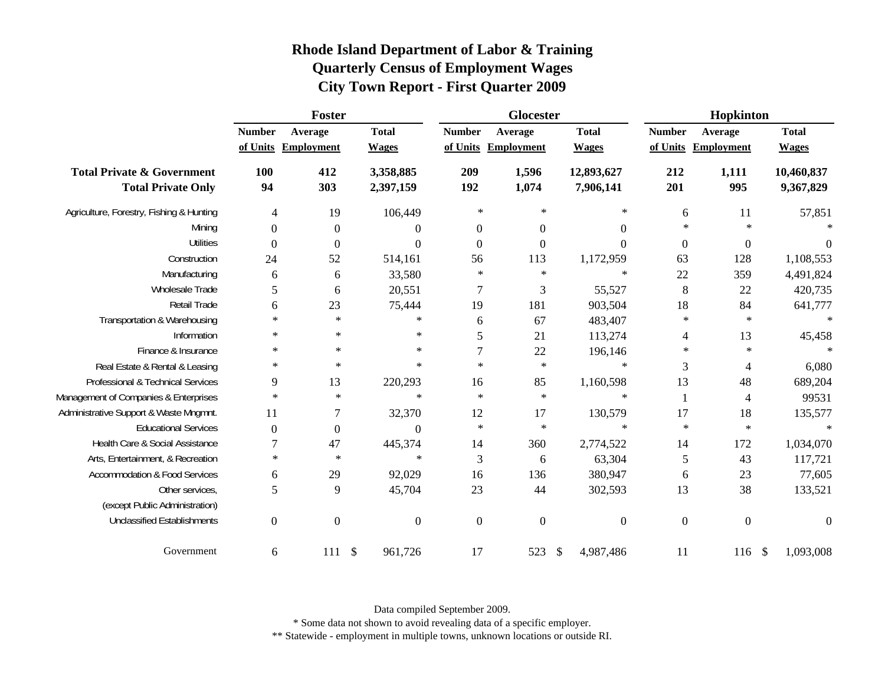# Rhode Island Department of Labor & Training
## Quarterly Census of Employment Wages
## City Town Report - First Quarter 2009

| | Foster | | | Glocester | | | Hopkinton | | |
|---|---|---|---|---|---|---|---|---|---|
| | Number of Units | Average Employment | Total Wages | Number of Units | Average Employment | Total Wages | Number of Units | Average Employment | Total Wages |
| **Total Private & Government** | **100** | **412** | **3,358,885** | **209** | **1,596** | **12,893,627** | **212** | **1,111** | **10,460,837** |
| **Total Private Only** | **94** | **303** | **2,397,159** | **192** | **1,074** | **7,906,141** | **201** | **995** | **9,367,829** |
| Agriculture, Forestry, Fishing & Hunting | 4 | 19 | 106,449 | * | * | * | 6 | 11 | 57,851 |
| Mining | 0 | 0 | 0 | 0 | 0 | 0 | * | * | * |
| Utilities | 0 | 0 | 0 | 0 | 0 | 0 | 0 | 0 | 0 |
| Construction | 24 | 52 | 514,161 | 56 | 113 | 1,172,959 | 63 | 128 | 1,108,553 |
| Manufacturing | 6 | 6 | 33,580 | * | * | * | 22 | 359 | 4,491,824 |
| Wholesale Trade | 5 | 6 | 20,551 | 7 | 3 | 55,527 | 8 | 22 | 420,735 |
| Retail Trade | 6 | 23 | 75,444 | 19 | 181 | 903,504 | 18 | 84 | 641,777 |
| Transportation & Warehousing | * | * | * | 6 | 67 | 483,407 | * | * | * |
| Information | * | * | * | 5 | 21 | 113,274 | 4 | 13 | 45,458 |
| Finance & Insurance | * | * | * | 7 | 22 | 196,146 | * | * | * |
| Real Estate & Rental & Leasing | * | * | * | * | * | * | 3 | 4 | 6,080 |
| Professional & Technical Services | 9 | 13 | 220,293 | 16 | 85 | 1,160,598 | 13 | 48 | 689,204 |
| Management of Companies & Enterprises | * | * | * | * | * | * | 1 | 4 | 99531 |
| Administrative Support & Waste Mngmnt. | 11 | 7 | 32,370 | 12 | 17 | 130,579 | 17 | 18 | 135,577 |
| Educational Services | 0 | 0 | 0 | * | * | * | * | * | * |
| Health Care & Social Assistance | 7 | 47 | 445,374 | 14 | 360 | 2,774,522 | 14 | 172 | 1,034,070 |
| Arts, Entertainment, & Recreation | * | * | * | 3 | 6 | 63,304 | 5 | 43 | 117,721 |
| Accommodation & Food Services | 6 | 29 | 92,029 | 16 | 136 | 380,947 | 6 | 23 | 77,605 |
| Other services, (except Public Administration) | 5 | 9 | 45,704 | 23 | 44 | 302,593 | 13 | 38 | 133,521 |
| Unclassified Establishments | 0 | 0 | 0 | 0 | 0 | 0 | 0 | 0 | 0 |
| Government | 6 | 111 | $ 961,726 | 17 | 523 | $ 4,987,486 | 11 | 116 | $ 1,093,008 |

Data compiled September 2009.

* Some data not shown to avoid revealing data of a specific employer.

** Statewide - employment in multiple towns, unknown locations or outside RI.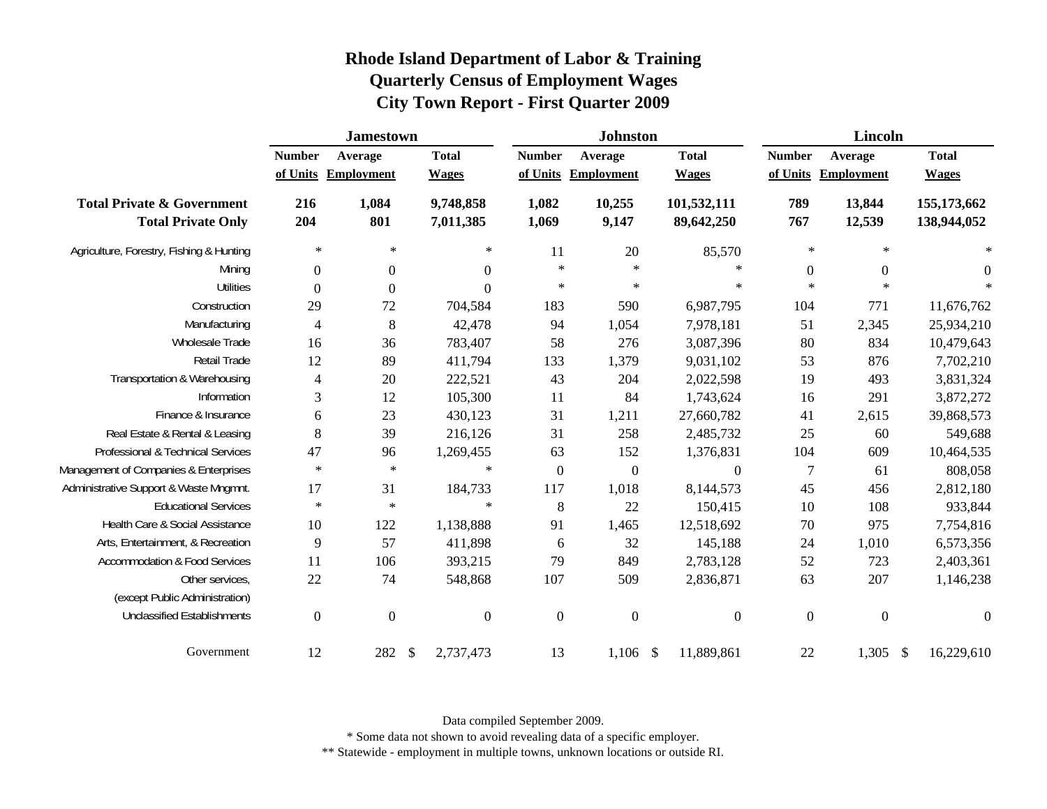# Rhode Island Department of Labor & Training
## Quarterly Census of Employment Wages
## City Town Report - First Quarter 2009

| | Jamestown | | | Johnston | | | Lincoln | | |
|---|---|---|---|---|---|---|---|---|---|
| | Number of Units | Average Employment | Total Wages | Number of Units | Average Employment | Total Wages | Number of Units | Average Employment | Total Wages |
| **Total Private & Government** | **216** | **1,084** | **9,748,858** | **1,082** | **10,255** | **101,532,111** | **789** | **13,844** | **155,173,662** |
| **Total Private Only** | **204** | **801** | **7,011,385** | **1,069** | **9,147** | **89,642,250** | **767** | **12,539** | **138,944,052** |
| Agriculture, Forestry, Fishing & Hunting | * | * | * | 11 | 20 | 85,570 | * | * | * |
| Mining | 0 | 0 | 0 | * | * | * | 0 | 0 | 0 |
| Utilities | 0 | 0 | 0 | * | * | * | * | * | * |
| Construction | 29 | 72 | 704,584 | 183 | 590 | 6,987,795 | 104 | 771 | 11,676,762 |
| Manufacturing | 4 | 8 | 42,478 | 94 | 1,054 | 7,978,181 | 51 | 2,345 | 25,934,210 |
| Wholesale Trade | 16 | 36 | 783,407 | 58 | 276 | 3,087,396 | 80 | 834 | 10,479,643 |
| Retail Trade | 12 | 89 | 411,794 | 133 | 1,379 | 9,031,102 | 53 | 876 | 7,702,210 |
| Transportation & Warehousing | 4 | 20 | 222,521 | 43 | 204 | 2,022,598 | 19 | 493 | 3,831,324 |
| Information | 3 | 12 | 105,300 | 11 | 84 | 1,743,624 | 16 | 291 | 3,872,272 |
| Finance & Insurance | 6 | 23 | 430,123 | 31 | 1,211 | 27,660,782 | 41 | 2,615 | 39,868,573 |
| Real Estate & Rental & Leasing | 8 | 39 | 216,126 | 31 | 258 | 2,485,732 | 25 | 60 | 549,688 |
| Professional & Technical Services | 47 | 96 | 1,269,455 | 63 | 152 | 1,376,831 | 104 | 609 | 10,464,535 |
| Management of Companies & Enterprises | * | * | * | 0 | 0 | 0 | 7 | 61 | 808,058 |
| Administrative Support & Waste Mngmnt. | 17 | 31 | 184,733 | 117 | 1,018 | 8,144,573 | 45 | 456 | 2,812,180 |
| Educational Services | * | * | * | 8 | 22 | 150,415 | 10 | 108 | 933,844 |
| Health Care & Social Assistance | 10 | 122 | 1,138,888 | 91 | 1,465 | 12,518,692 | 70 | 975 | 7,754,816 |
| Arts, Entertainment, & Recreation | 9 | 57 | 411,898 | 6 | 32 | 145,188 | 24 | 1,010 | 6,573,356 |
| Accommodation & Food Services | 11 | 106 | 393,215 | 79 | 849 | 2,783,128 | 52 | 723 | 2,403,361 |
| Other services, (except Public Administration) | 22 | 74 | 548,868 | 107 | 509 | 2,836,871 | 63 | 207 | 1,146,238 |
| Unclassified Establishments | 0 | 0 | 0 | 0 | 0 | 0 | 0 | 0 | 0 |
| Government | 12 | 282 | $ 2,737,473 | 13 | 1,106 | $ 11,889,861 | 22 | 1,305 | $ 16,229,610 |

Data compiled September 2009.

* Some data not shown to avoid revealing data of a specific employer.

** Statewide - employment in multiple towns, unknown locations or outside RI.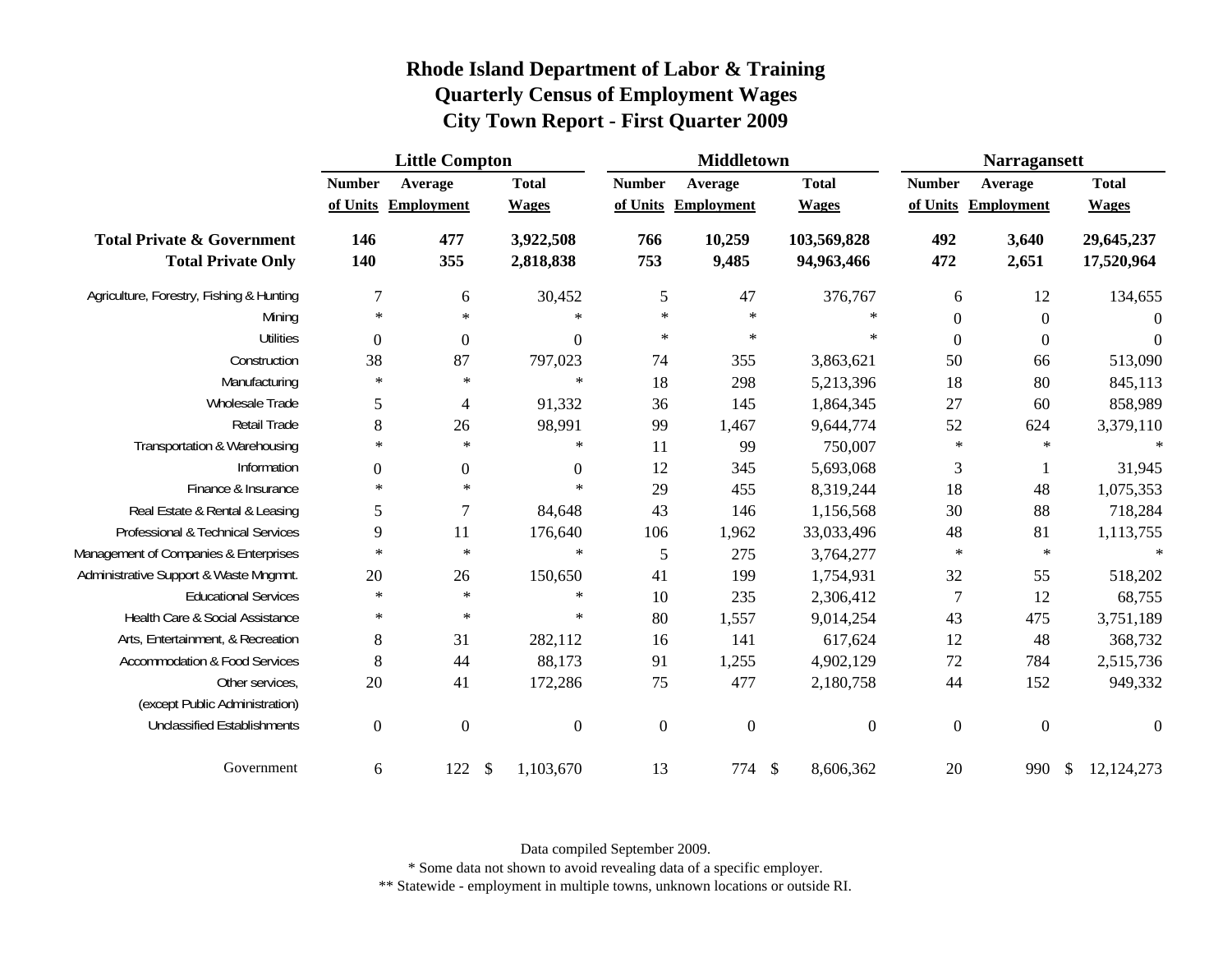# Rhode Island Department of Labor & Training
## Quarterly Census of Employment Wages
## City Town Report - First Quarter 2009

| | Little Compton | | | Middletown | | | Narragansett | | |
|---|---|---|---|---|---|---|---|---|---|
| | Number of Units | Average Employment | Total Wages | Number of Units | Average Employment | Total Wages | Number of Units | Average Employment | Total Wages |
| **Total Private & Government** | **146** | **477** | **3,922,508** | **766** | **10,259** | **103,569,828** | **492** | **3,640** | **29,645,237** |
| **Total Private Only** | **140** | **355** | **2,818,838** | **753** | **9,485** | **94,963,466** | **472** | **2,651** | **17,520,964** |
| Agriculture, Forestry, Fishing & Hunting | 7 | 6 | 30,452 | 5 | 47 | 376,767 | 6 | 12 | 134,655 |
| Mining | * | * | * | * | * | * | 0 | 0 | 0 |
| Utilities | 0 | 0 | 0 | * | * | * | 0 | 0 | 0 |
| Construction | 38 | 87 | 797,023 | 74 | 355 | 3,863,621 | 50 | 66 | 513,090 |
| Manufacturing | * | * | * | 18 | 298 | 5,213,396 | 18 | 80 | 845,113 |
| Wholesale Trade | 5 | 4 | 91,332 | 36 | 145 | 1,864,345 | 27 | 60 | 858,989 |
| Retail Trade | 8 | 26 | 98,991 | 99 | 1,467 | 9,644,774 | 52 | 624 | 3,379,110 |
| Transportation & Warehousing | * | * | * | 11 | 99 | 750,007 | * | * | * |
| Information | 0 | 0 | 0 | 12 | 345 | 5,693,068 | 3 | 1 | 31,945 |
| Finance & Insurance | * | * | * | 29 | 455 | 8,319,244 | 18 | 48 | 1,075,353 |
| Real Estate & Rental & Leasing | 5 | 7 | 84,648 | 43 | 146 | 1,156,568 | 30 | 88 | 718,284 |
| Professional & Technical Services | 9 | 11 | 176,640 | 106 | 1,962 | 33,033,496 | 48 | 81 | 1,113,755 |
| Management of Companies & Enterprises | * | * | * | 5 | 275 | 3,764,277 | * | * | * |
| Administrative Support & Waste Mngmnt. | 20 | 26 | 150,650 | 41 | 199 | 1,754,931 | 32 | 55 | 518,202 |
| Educational Services | * | * | * | 10 | 235 | 2,306,412 | 7 | 12 | 68,755 |
| Health Care & Social Assistance | * | * | * | 80 | 1,557 | 9,014,254 | 43 | 475 | 3,751,189 |
| Arts, Entertainment, & Recreation | 8 | 31 | 282,112 | 16 | 141 | 617,624 | 12 | 48 | 368,732 |
| Accommodation & Food Services | 8 | 44 | 88,173 | 91 | 1,255 | 4,902,129 | 72 | 784 | 2,515,736 |
| Other services, (except Public Administration) | 20 | 41 | 172,286 | 75 | 477 | 2,180,758 | 44 | 152 | 949,332 |
| Unclassified Establishments | 0 | 0 | 0 | 0 | 0 | 0 | 0 | 0 | 0 |
| Government | 6 | 122 | $ 1,103,670 | 13 | 774 | $ 8,606,362 | 20 | 990 | $ 12,124,273 |

Data compiled September 2009.

* Some data not shown to avoid revealing data of a specific employer.

** Statewide - employment in multiple towns, unknown locations or outside RI.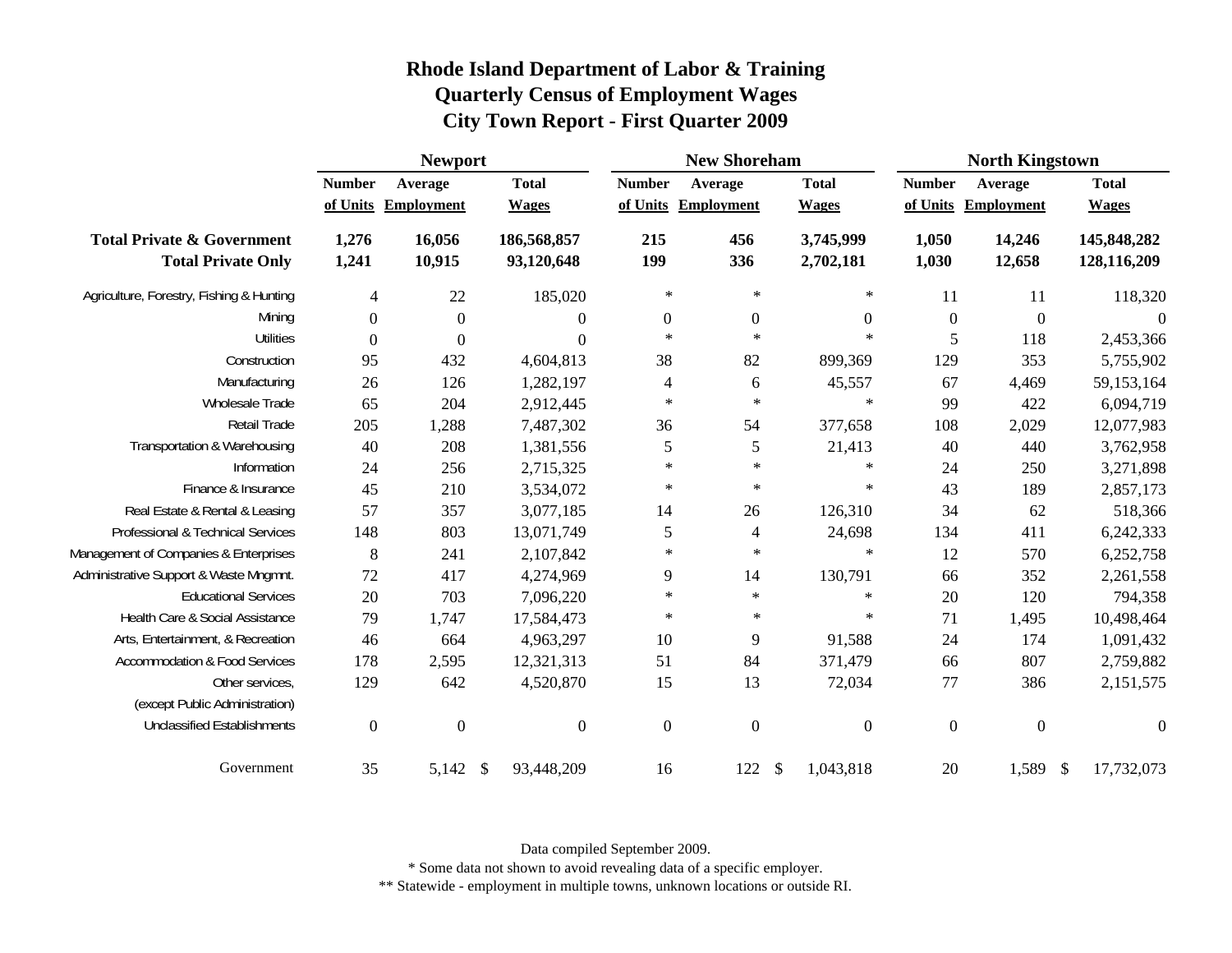# Rhode Island Department of Labor & Training
## Quarterly Census of Employment Wages
## City Town Report - First Quarter 2009

| | Newport | | | New Shoreham | | | North Kingstown | | |
|---|---|---|---|---|---|---|---|---|---|
| | Number of Units | Average Employment | Total Wages | Number of Units | Average Employment | Total Wages | Number of Units | Average Employment | Total Wages |
| **Total Private & Government** | **1,276** | **16,056** | **186,568,857** | **215** | **456** | **3,745,999** | **1,050** | **14,246** | **145,848,282** |
| **Total Private Only** | **1,241** | **10,915** | **93,120,648** | **199** | **336** | **2,702,181** | **1,030** | **12,658** | **128,116,209** |
| Agriculture, Forestry, Fishing & Hunting | 4 | 22 | 185,020 | * | * | * | 11 | 11 | 118,320 |
| Mining | 0 | 0 | 0 | 0 | 0 | 0 | 0 | 0 | 0 |
| Utilities | 0 | 0 | 0 | * | * | * | 5 | 118 | 2,453,366 |
| Construction | 95 | 432 | 4,604,813 | 38 | 82 | 899,369 | 129 | 353 | 5,755,902 |
| Manufacturing | 26 | 126 | 1,282,197 | 4 | 6 | 45,557 | 67 | 4,469 | 59,153,164 |
| Wholesale Trade | 65 | 204 | 2,912,445 | * | * | * | 99 | 422 | 6,094,719 |
| Retail Trade | 205 | 1,288 | 7,487,302 | 36 | 54 | 377,658 | 108 | 2,029 | 12,077,983 |
| Transportation & Warehousing | 40 | 208 | 1,381,556 | 5 | 5 | 21,413 | 40 | 440 | 3,762,958 |
| Information | 24 | 256 | 2,715,325 | * | * | * | 24 | 250 | 3,271,898 |
| Finance & Insurance | 45 | 210 | 3,534,072 | * | * | * | 43 | 189 | 2,857,173 |
| Real Estate & Rental & Leasing | 57 | 357 | 3,077,185 | 14 | 26 | 126,310 | 34 | 62 | 518,366 |
| Professional & Technical Services | 148 | 803 | 13,071,749 | 5 | 4 | 24,698 | 134 | 411 | 6,242,333 |
| Management of Companies & Enterprises | 8 | 241 | 2,107,842 | * | * | * | 12 | 570 | 6,252,758 |
| Administrative Support & Waste Mngmnt. | 72 | 417 | 4,274,969 | 9 | 14 | 130,791 | 66 | 352 | 2,261,558 |
| Educational Services | 20 | 703 | 7,096,220 | * | * | * | 20 | 120 | 794,358 |
| Health Care & Social Assistance | 79 | 1,747 | 17,584,473 | * | * | * | 71 | 1,495 | 10,498,464 |
| Arts, Entertainment, & Recreation | 46 | 664 | 4,963,297 | 10 | 9 | 91,588 | 24 | 174 | 1,091,432 |
| Accommodation & Food Services | 178 | 2,595 | 12,321,313 | 51 | 84 | 371,479 | 66 | 807 | 2,759,882 |
| Other services, (except Public Administration) | 129 | 642 | 4,520,870 | 15 | 13 | 72,034 | 77 | 386 | 2,151,575 |
| Unclassified Establishments | 0 | 0 | 0 | 0 | 0 | 0 | 0 | 0 | 0 |
| Government | 35 | 5,142 | $ 93,448,209 | 16 | 122 | $ 1,043,818 | 20 | 1,589 | $ 17,732,073 |

Data compiled September 2009.

* Some data not shown to avoid revealing data of a specific employer.

** Statewide - employment in multiple towns, unknown locations or outside RI.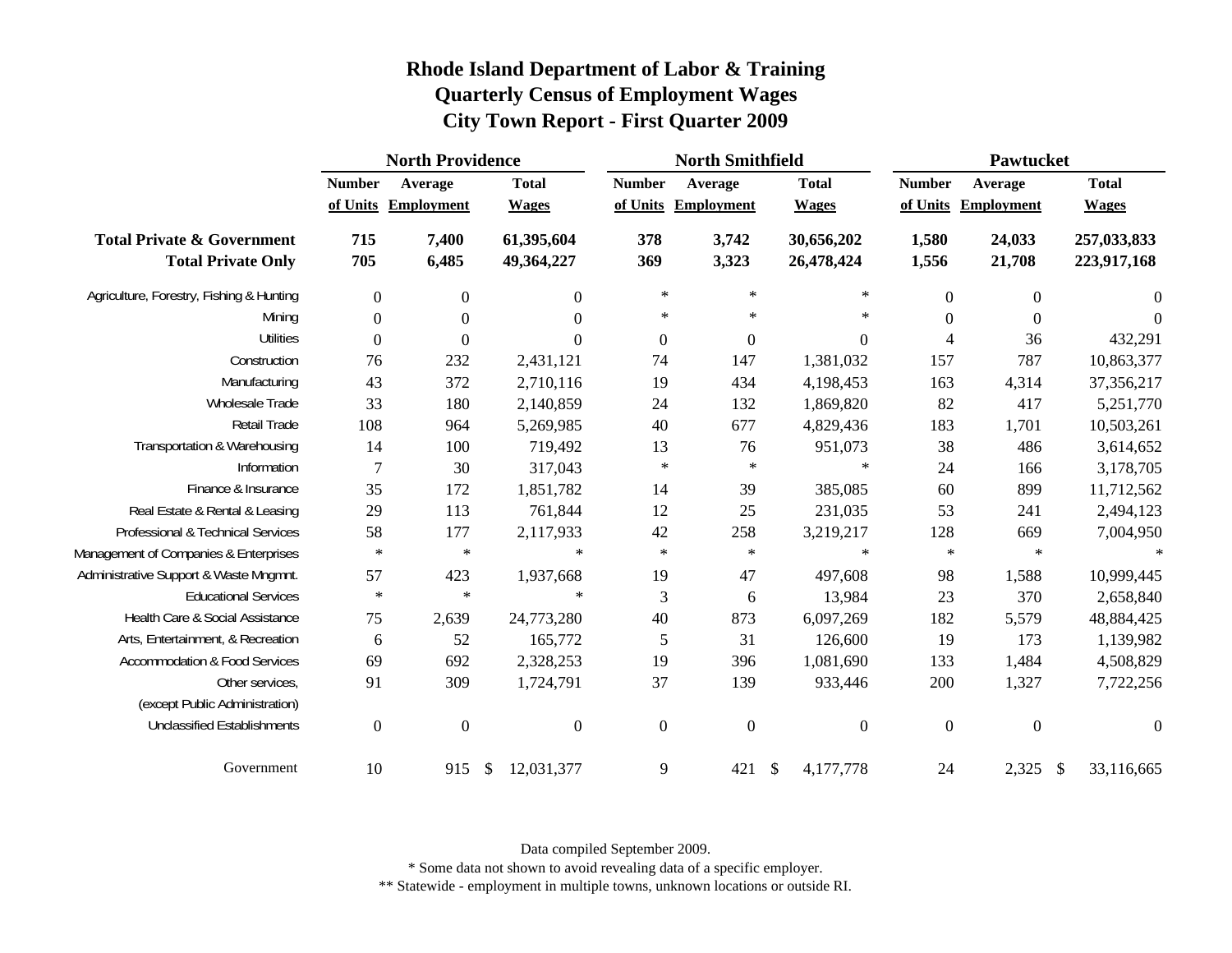# Rhode Island Department of Labor & Training
## Quarterly Census of Employment Wages
## City Town Report - First Quarter 2009

| | North Providence | | | North Smithfield | | | Pawtucket | | |
|---|---|---|---|---|---|---|---|---|---|
| | Number of Units | Average Employment | Total Wages | Number of Units | Average Employment | Total Wages | Number of Units | Average Employment | Total Wages |
| **Total Private & Government** | **715** | **7,400** | **61,395,604** | **378** | **3,742** | **30,656,202** | **1,580** | **24,033** | **257,033,833** |
| **Total Private Only** | **705** | **6,485** | **49,364,227** | **369** | **3,323** | **26,478,424** | **1,556** | **21,708** | **223,917,168** |
| Agriculture, Forestry, Fishing & Hunting | 0 | 0 | 0 | * | * | * | 0 | 0 | 0 |
| Mining | 0 | 0 | 0 | * | * | * | 0 | 0 | 0 |
| Utilities | 0 | 0 | 0 | 0 | 0 | 0 | 4 | 36 | 432,291 |
| Construction | 76 | 232 | 2,431,121 | 74 | 147 | 1,381,032 | 157 | 787 | 10,863,377 |
| Manufacturing | 43 | 372 | 2,710,116 | 19 | 434 | 4,198,453 | 163 | 4,314 | 37,356,217 |
| Wholesale Trade | 33 | 180 | 2,140,859 | 24 | 132 | 1,869,820 | 82 | 417 | 5,251,770 |
| Retail Trade | 108 | 964 | 5,269,985 | 40 | 677 | 4,829,436 | 183 | 1,701 | 10,503,261 |
| Transportation & Warehousing | 14 | 100 | 719,492 | 13 | 76 | 951,073 | 38 | 486 | 3,614,652 |
| Information | 7 | 30 | 317,043 | * | * | * | 24 | 166 | 3,178,705 |
| Finance & Insurance | 35 | 172 | 1,851,782 | 14 | 39 | 385,085 | 60 | 899 | 11,712,562 |
| Real Estate & Rental & Leasing | 29 | 113 | 761,844 | 12 | 25 | 231,035 | 53 | 241 | 2,494,123 |
| Professional & Technical Services | 58 | 177 | 2,117,933 | 42 | 258 | 3,219,217 | 128 | 669 | 7,004,950 |
| Management of Companies & Enterprises | * | * | * | * | * | * | * | * | * |
| Administrative Support & Waste Mngmnt. | 57 | 423 | 1,937,668 | 19 | 47 | 497,608 | 98 | 1,588 | 10,999,445 |
| Educational Services | * | * | * | 3 | 6 | 13,984 | 23 | 370 | 2,658,840 |
| Health Care & Social Assistance | 75 | 2,639 | 24,773,280 | 40 | 873 | 6,097,269 | 182 | 5,579 | 48,884,425 |
| Arts, Entertainment, & Recreation | 6 | 52 | 165,772 | 5 | 31 | 126,600 | 19 | 173 | 1,139,982 |
| Accommodation & Food Services | 69 | 692 | 2,328,253 | 19 | 396 | 1,081,690 | 133 | 1,484 | 4,508,829 |
| Other services, (except Public Administration) | 91 | 309 | 1,724,791 | 37 | 139 | 933,446 | 200 | 1,327 | 7,722,256 |
| Unclassified Establishments | 0 | 0 | 0 | 0 | 0 | 0 | 0 | 0 | 0 |
| Government | 10 | 915 | $ 12,031,377 | 9 | 421 | $ 4,177,778 | 24 | 2,325 | $ 33,116,665 |

Data compiled September 2009.

* Some data not shown to avoid revealing data of a specific employer.

** Statewide - employment in multiple towns, unknown locations or outside RI.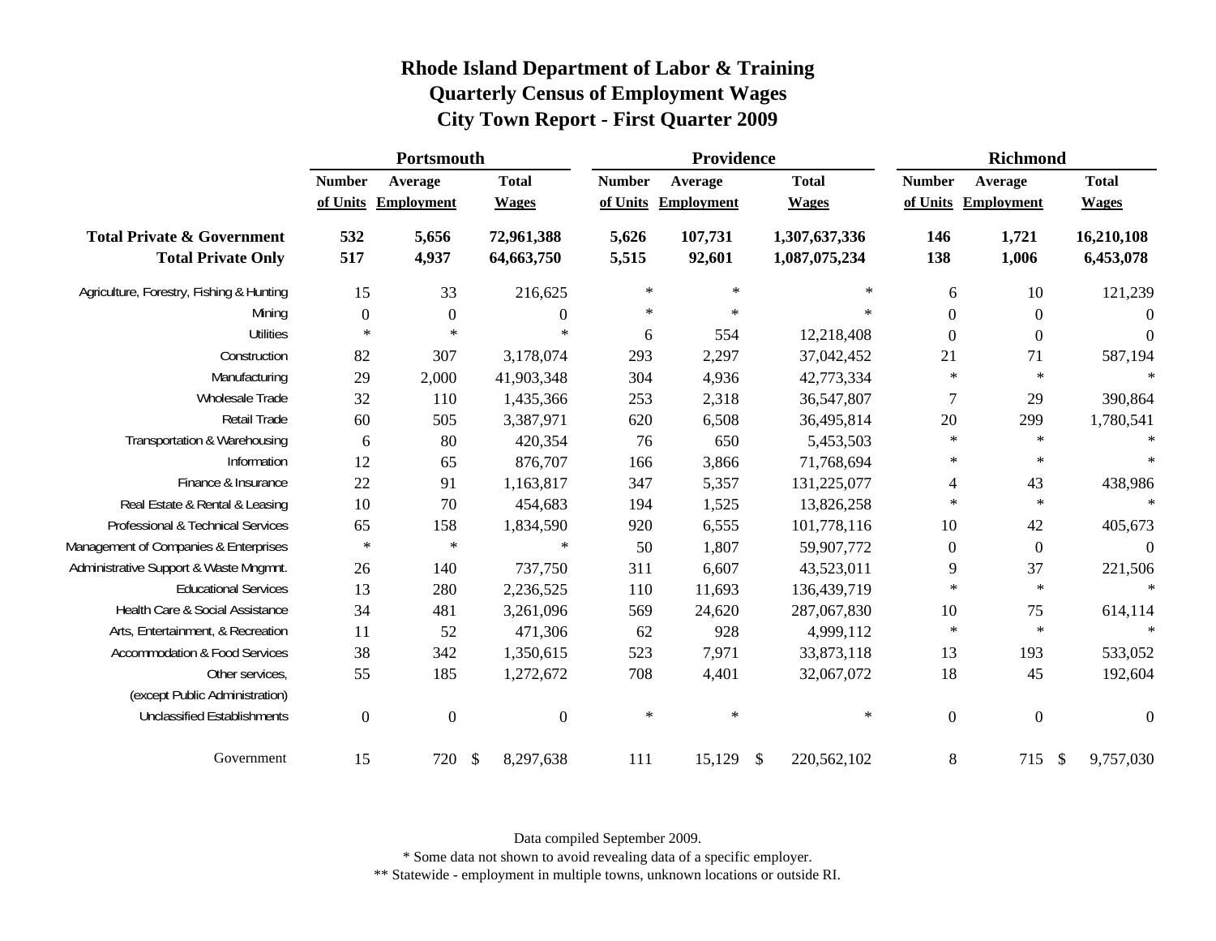# Rhode Island Department of Labor & Training
## Quarterly Census of Employment Wages
## City Town Report - First Quarter 2009

| | Portsmouth | | | Providence | | | Richmond | | |
|---|---|---|---|---|---|---|---|---|---|
| | Number of Units | Average Employment | Total Wages | Number of Units | Average Employment | Total Wages | Number of Units | Average Employment | Total Wages |
| **Total Private & Government** | **532** | **5,656** | **72,961,388** | **5,626** | **107,731** | **1,307,637,336** | **146** | **1,721** | **16,210,108** |
| **Total Private Only** | **517** | **4,937** | **64,663,750** | **5,515** | **92,601** | **1,087,075,234** | **138** | **1,006** | **6,453,078** |
| Agriculture, Forestry, Fishing & Hunting | 15 | 33 | 216,625 | * | * | * | 6 | 10 | 121,239 |
| Mining | 0 | 0 | 0 | * | * | * | 0 | 0 | 0 |
| Utilities | * | * | * | 6 | 554 | 12,218,408 | 0 | 0 | 0 |
| Construction | 82 | 307 | 3,178,074 | 293 | 2,297 | 37,042,452 | 21 | 71 | 587,194 |
| Manufacturing | 29 | 2,000 | 41,903,348 | 304 | 4,936 | 42,773,334 | * | * | * |
| Wholesale Trade | 32 | 110 | 1,435,366 | 253 | 2,318 | 36,547,807 | 7 | 29 | 390,864 |
| Retail Trade | 60 | 505 | 3,387,971 | 620 | 6,508 | 36,495,814 | 20 | 299 | 1,780,541 |
| Transportation & Warehousing | 6 | 80 | 420,354 | 76 | 650 | 5,453,503 | * | * | * |
| Information | 12 | 65 | 876,707 | 166 | 3,866 | 71,768,694 | * | * | * |
| Finance & Insurance | 22 | 91 | 1,163,817 | 347 | 5,357 | 131,225,077 | 4 | 43 | 438,986 |
| Real Estate & Rental & Leasing | 10 | 70 | 454,683 | 194 | 1,525 | 13,826,258 | * | * | * |
| Professional & Technical Services | 65 | 158 | 1,834,590 | 920 | 6,555 | 101,778,116 | 10 | 42 | 405,673 |
| Management of Companies & Enterprises | * | * | * | 50 | 1,807 | 59,907,772 | 0 | 0 | 0 |
| Administrative Support & Waste Mngmnt. | 26 | 140 | 737,750 | 311 | 6,607 | 43,523,011 | 9 | 37 | 221,506 |
| Educational Services | 13 | 280 | 2,236,525 | 110 | 11,693 | 136,439,719 | * | * | * |
| Health Care & Social Assistance | 34 | 481 | 3,261,096 | 569 | 24,620 | 287,067,830 | 10 | 75 | 614,114 |
| Arts, Entertainment, & Recreation | 11 | 52 | 471,306 | 62 | 928 | 4,999,112 | * | * | * |
| Accommodation & Food Services | 38 | 342 | 1,350,615 | 523 | 7,971 | 33,873,118 | 13 | 193 | 533,052 |
| Other services, (except Public Administration) | 55 | 185 | 1,272,672 | 708 | 4,401 | 32,067,072 | 18 | 45 | 192,604 |
| Unclassified Establishments | 0 | 0 | 0 | * | * | * | 0 | 0 | 0 |
| Government | 15 | 720 | $ 8,297,638 | 111 | 15,129 | $ 220,562,102 | 8 | 715 | $ 9,757,030 |

Data compiled September 2009.

* Some data not shown to avoid revealing data of a specific employer.

** Statewide - employment in multiple towns, unknown locations or outside RI.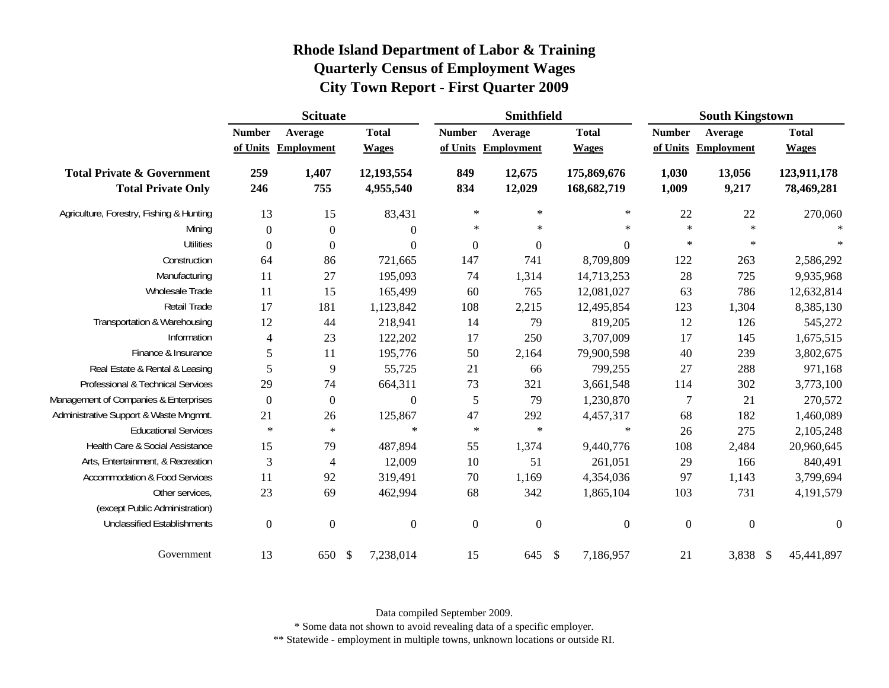# Rhode Island Department of Labor & Training
## Quarterly Census of Employment Wages
## City Town Report - First Quarter 2009

| | Scituate | | | Smithfield | | | South Kingstown | | |
|---|---|---|---|---|---|---|---|---|---|
| | Number of Units | Average Employment | Total Wages | Number of Units | Average Employment | Total Wages | Number of Units | Average Employment | Total Wages |
| **Total Private & Government** | **259** | **1,407** | **12,193,554** | **849** | **12,675** | **175,869,676** | **1,030** | **13,056** | **123,911,178** |
| **Total Private Only** | **246** | **755** | **4,955,540** | **834** | **12,029** | **168,682,719** | **1,009** | **9,217** | **78,469,281** |
| Agriculture, Forestry, Fishing & Hunting | 13 | 15 | 83,431 | * | * | * | 22 | 22 | 270,060 |
| Mining | 0 | 0 | 0 | * | * | * | * | * | * |
| Utilities | 0 | 0 | 0 | 0 | 0 | 0 | * | * | * |
| Construction | 64 | 86 | 721,665 | 147 | 741 | 8,709,809 | 122 | 263 | 2,586,292 |
| Manufacturing | 11 | 27 | 195,093 | 74 | 1,314 | 14,713,253 | 28 | 725 | 9,935,968 |
| Wholesale Trade | 11 | 15 | 165,499 | 60 | 765 | 12,081,027 | 63 | 786 | 12,632,814 |
| Retail Trade | 17 | 181 | 1,123,842 | 108 | 2,215 | 12,495,854 | 123 | 1,304 | 8,385,130 |
| Transportation & Warehousing | 12 | 44 | 218,941 | 14 | 79 | 819,205 | 12 | 126 | 545,272 |
| Information | 4 | 23 | 122,202 | 17 | 250 | 3,707,009 | 17 | 145 | 1,675,515 |
| Finance & Insurance | 5 | 11 | 195,776 | 50 | 2,164 | 79,900,598 | 40 | 239 | 3,802,675 |
| Real Estate & Rental & Leasing | 5 | 9 | 55,725 | 21 | 66 | 799,255 | 27 | 288 | 971,168 |
| Professional & Technical Services | 29 | 74 | 664,311 | 73 | 321 | 3,661,548 | 114 | 302 | 3,773,100 |
| Management of Companies & Enterprises | 0 | 0 | 0 | 5 | 79 | 1,230,870 | 7 | 21 | 270,572 |
| Administrative Support & Waste Mngmnt. | 21 | 26 | 125,867 | 47 | 292 | 4,457,317 | 68 | 182 | 1,460,089 |
| Educational Services | * | * | * | * | * | * | 26 | 275 | 2,105,248 |
| Health Care & Social Assistance | 15 | 79 | 487,894 | 55 | 1,374 | 9,440,776 | 108 | 2,484 | 20,960,645 |
| Arts, Entertainment, & Recreation | 3 | 4 | 12,009 | 10 | 51 | 261,051 | 29 | 166 | 840,491 |
| Accommodation & Food Services | 11 | 92 | 319,491 | 70 | 1,169 | 4,354,036 | 97 | 1,143 | 3,799,694 |
| Other services, (except Public Administration) | 23 | 69 | 462,994 | 68 | 342 | 1,865,104 | 103 | 731 | 4,191,579 |
| Unclassified Establishments | 0 | 0 | 0 | 0 | 0 | 0 | 0 | 0 | 0 |
| Government | 13 | 650 | $ 7,238,014 | 15 | 645 | $ 7,186,957 | 21 | 3,838 | $ 45,441,897 |

Data compiled September 2009.

* Some data not shown to avoid revealing data of a specific employer.

** Statewide - employment in multiple towns, unknown locations or outside RI.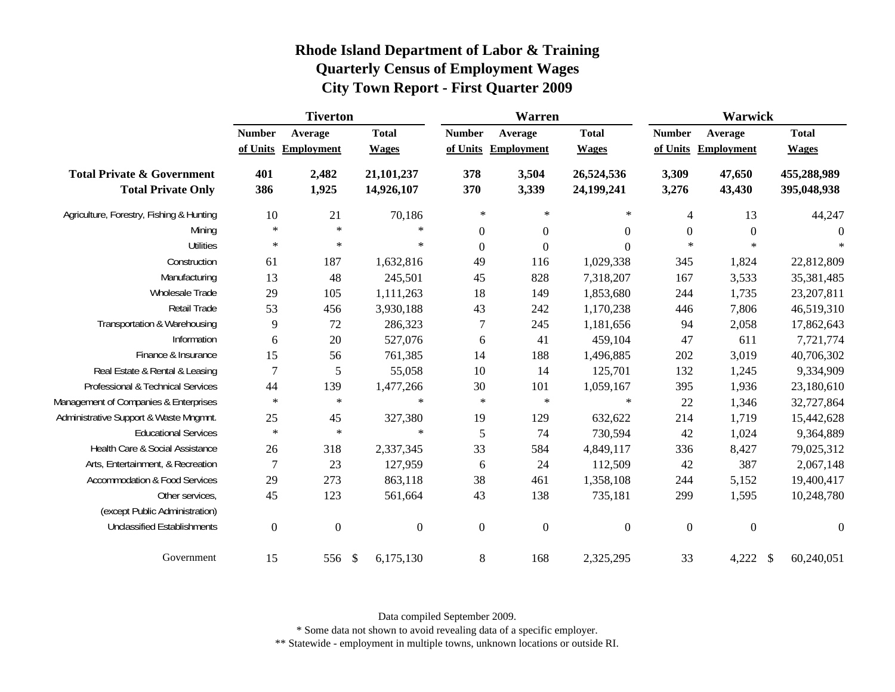# Rhode Island Department of Labor & Training
## Quarterly Census of Employment Wages
## City Town Report - First Quarter 2009

| | Tiverton | | | Warren | | | Warwick | | |
|---|---|---|---|---|---|---|---|---|---|
| | Number of Units | Average Employment | Total Wages | Number of Units | Average Employment | Total Wages | Number of Units | Average Employment | Total Wages |
| **Total Private & Government** | **401** | **2,482** | **21,101,237** | **378** | **3,504** | **26,524,536** | **3,309** | **47,650** | **455,288,989** |
| **Total Private Only** | **386** | **1,925** | **14,926,107** | **370** | **3,339** | **24,199,241** | **3,276** | **43,430** | **395,048,938** |
| Agriculture, Forestry, Fishing & Hunting | 10 | 21 | 70,186 | * | * | * | 4 | 13 | 44,247 |
| Mining | * | * | * | 0 | 0 | 0 | 0 | 0 | 0 |
| Utilities | * | * | * | 0 | 0 | 0 | * | * | * |
| Construction | 61 | 187 | 1,632,816 | 49 | 116 | 1,029,338 | 345 | 1,824 | 22,812,809 |
| Manufacturing | 13 | 48 | 245,501 | 45 | 828 | 7,318,207 | 167 | 3,533 | 35,381,485 |
| Wholesale Trade | 29 | 105 | 1,111,263 | 18 | 149 | 1,853,680 | 244 | 1,735 | 23,207,811 |
| Retail Trade | 53 | 456 | 3,930,188 | 43 | 242 | 1,170,238 | 446 | 7,806 | 46,519,310 |
| Transportation & Warehousing | 9 | 72 | 286,323 | 7 | 245 | 1,181,656 | 94 | 2,058 | 17,862,643 |
| Information | 6 | 20 | 527,076 | 6 | 41 | 459,104 | 47 | 611 | 7,721,774 |
| Finance & Insurance | 15 | 56 | 761,385 | 14 | 188 | 1,496,885 | 202 | 3,019 | 40,706,302 |
| Real Estate & Rental & Leasing | 7 | 5 | 55,058 | 10 | 14 | 125,701 | 132 | 1,245 | 9,334,909 |
| Professional & Technical Services | 44 | 139 | 1,477,266 | 30 | 101 | 1,059,167 | 395 | 1,936 | 23,180,610 |
| Management of Companies & Enterprises | * | * | * | * | * | * | 22 | 1,346 | 32,727,864 |
| Administrative Support & Waste Mngmnt. | 25 | 45 | 327,380 | 19 | 129 | 632,622 | 214 | 1,719 | 15,442,628 |
| Educational Services | * | * | * | 5 | 74 | 730,594 | 42 | 1,024 | 9,364,889 |
| Health Care & Social Assistance | 26 | 318 | 2,337,345 | 33 | 584 | 4,849,117 | 336 | 8,427 | 79,025,312 |
| Arts, Entertainment, & Recreation | 7 | 23 | 127,959 | 6 | 24 | 112,509 | 42 | 387 | 2,067,148 |
| Accommodation & Food Services | 29 | 273 | 863,118 | 38 | 461 | 1,358,108 | 244 | 5,152 | 19,400,417 |
| Other services, (except Public Administration) | 45 | 123 | 561,664 | 43 | 138 | 735,181 | 299 | 1,595 | 10,248,780 |
| Unclassified Establishments | 0 | 0 | 0 | 0 | 0 | 0 | 0 | 0 | 0 |
| Government | 15 | 556 | $ 6,175,130 | 8 | 168 | 2,325,295 | 33 | 4,222 | $ 60,240,051 |

Data compiled September 2009.

* Some data not shown to avoid revealing data of a specific employer.

** Statewide - employment in multiple towns, unknown locations or outside RI.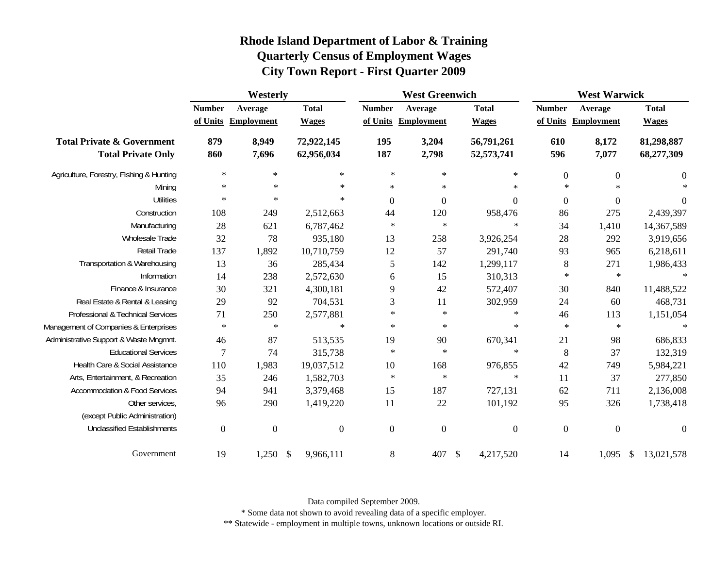# Rhode Island Department of Labor & Training
## Quarterly Census of Employment Wages
## City Town Report - First Quarter 2009

| | Westerly | | | West Greenwich | | | West Warwick | | |
|---|---|---|---|---|---|---|---|---|---|
| | Number of Units | Average Employment | Total Wages | Number of Units | Average Employment | Total Wages | Number of Units | Average Employment | Total Wages |
| **Total Private & Government** | **879** | **8,949** | **72,922,145** | **195** | **3,204** | **56,791,261** | **610** | **8,172** | **81,298,887** |
| **Total Private Only** | **860** | **7,696** | **62,956,034** | **187** | **2,798** | **52,573,741** | **596** | **7,077** | **68,277,309** |
| Agriculture, Forestry, Fishing & Hunting | * | * | * | * | * | * | 0 | 0 | 0 |
| Mining | * | * | * | * | * | * | * | * | * |
| Utilities | * | * | * | 0 | 0 | 0 | 0 | 0 | 0 |
| Construction | 108 | 249 | 2,512,663 | 44 | 120 | 958,476 | 86 | 275 | 2,439,397 |
| Manufacturing | 28 | 621 | 6,787,462 | * | * | * | 34 | 1,410 | 14,367,589 |
| Wholesale Trade | 32 | 78 | 935,180 | 13 | 258 | 3,926,254 | 28 | 292 | 3,919,656 |
| Retail Trade | 137 | 1,892 | 10,710,759 | 12 | 57 | 291,740 | 93 | 965 | 6,218,611 |
| Transportation & Warehousing | 13 | 36 | 285,434 | 5 | 142 | 1,299,117 | 8 | 271 | 1,986,433 |
| Information | 14 | 238 | 2,572,630 | 6 | 15 | 310,313 | * | * | * |
| Finance & Insurance | 30 | 321 | 4,300,181 | 9 | 42 | 572,407 | 30 | 840 | 11,488,522 |
| Real Estate & Rental & Leasing | 29 | 92 | 704,531 | 3 | 11 | 302,959 | 24 | 60 | 468,731 |
| Professional & Technical Services | 71 | 250 | 2,577,881 | * | * | * | 46 | 113 | 1,151,054 |
| Management of Companies & Enterprises | * | * | * | * | * | * | * | * | * |
| Administrative Support & Waste Mngmnt. | 46 | 87 | 513,535 | 19 | 90 | 670,341 | 21 | 98 | 686,833 |
| Educational Services | 7 | 74 | 315,738 | * | * | * | 8 | 37 | 132,319 |
| Health Care & Social Assistance | 110 | 1,983 | 19,037,512 | 10 | 168 | 976,855 | 42 | 749 | 5,984,221 |
| Arts, Entertainment, & Recreation | 35 | 246 | 1,582,703 | * | * | * | 11 | 37 | 277,850 |
| Accommodation & Food Services | 94 | 941 | 3,379,468 | 15 | 187 | 727,131 | 62 | 711 | 2,136,008 |
| Other services, (except Public Administration) | 96 | 290 | 1,419,220 | 11 | 22 | 101,192 | 95 | 326 | 1,738,418 |
| Unclassified Establishments | 0 | 0 | 0 | 0 | 0 | 0 | 0 | 0 | 0 |
| Government | 19 | 1,250 | $ 9,966,111 | 8 | 407 | $ 4,217,520 | 14 | 1,095 | $ 13,021,578 |

Data compiled September 2009.

* Some data not shown to avoid revealing data of a specific employer.

** Statewide - employment in multiple towns, unknown locations or outside RI.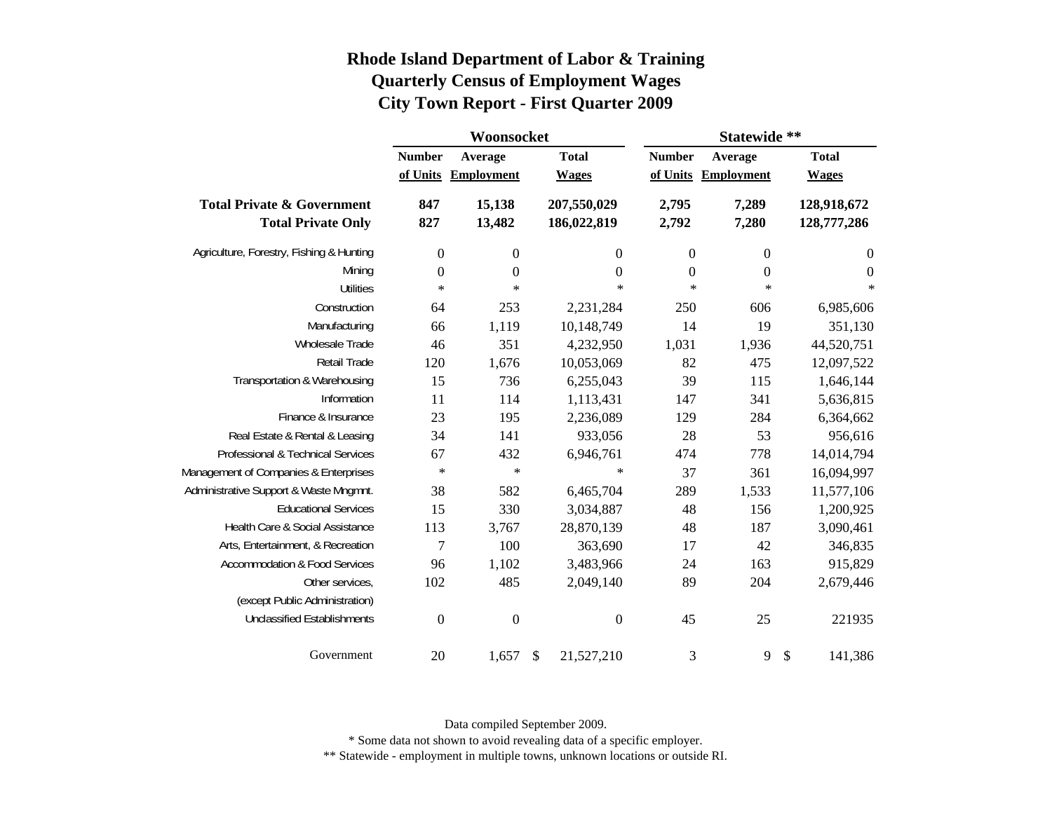# Rhode Island Department of Labor & Training
## Quarterly Census of Employment Wages
## City Town Report - First Quarter 2009

| | Woonsocket | | | Statewide ** | | |
|---|---|---|---|---|---|---|
| | Number of Units | Average Employment | Total Wages | Number of Units | Average Employment | Total Wages |
| **Total Private & Government** | **847** | **15,138** | **207,550,029** | **2,795** | **7,289** | **128,918,672** |
| **Total Private Only** | **827** | **13,482** | **186,022,819** | **2,792** | **7,280** | **128,777,286** |
| Agriculture, Forestry, Fishing & Hunting | 0 | 0 | 0 | 0 | 0 | 0 |
| Mining | 0 | 0 | 0 | 0 | 0 | 0 |
| Utilities | * | * | * | * | * | * |
| Construction | 64 | 253 | 2,231,284 | 250 | 606 | 6,985,606 |
| Manufacturing | 66 | 1,119 | 10,148,749 | 14 | 19 | 351,130 |
| Wholesale Trade | 46 | 351 | 4,232,950 | 1,031 | 1,936 | 44,520,751 |
| Retail Trade | 120 | 1,676 | 10,053,069 | 82 | 475 | 12,097,522 |
| Transportation & Warehousing | 15 | 736 | 6,255,043 | 39 | 115 | 1,646,144 |
| Information | 11 | 114 | 1,113,431 | 147 | 341 | 5,636,815 |
| Finance & Insurance | 23 | 195 | 2,236,089 | 129 | 284 | 6,364,662 |
| Real Estate & Rental & Leasing | 34 | 141 | 933,056 | 28 | 53 | 956,616 |
| Professional & Technical Services | 67 | 432 | 6,946,761 | 474 | 778 | 14,014,794 |
| Management of Companies & Enterprises | * | * | * | 37 | 361 | 16,094,997 |
| Administrative Support & Waste Mngmnt. | 38 | 582 | 6,465,704 | 289 | 1,533 | 11,577,106 |
| Educational Services | 15 | 330 | 3,034,887 | 48 | 156 | 1,200,925 |
| Health Care & Social Assistance | 113 | 3,767 | 28,870,139 | 48 | 187 | 3,090,461 |
| Arts, Entertainment, & Recreation | 7 | 100 | 363,690 | 17 | 42 | 346,835 |
| Accommodation & Food Services | 96 | 1,102 | 3,483,966 | 24 | 163 | 915,829 |
| Other services, (except Public Administration) | 102 | 485 | 2,049,140 | 89 | 204 | 2,679,446 |
| Unclassified Establishments | 0 | 0 | 0 | 45 | 25 | 221935 |
| Government | 20 | 1,657 | $ 21,527,210 | 3 | 9 | $ 141,386 |

Data compiled September 2009.

* Some data not shown to avoid revealing data of a specific employer.

** Statewide - employment in multiple towns, unknown locations or outside RI.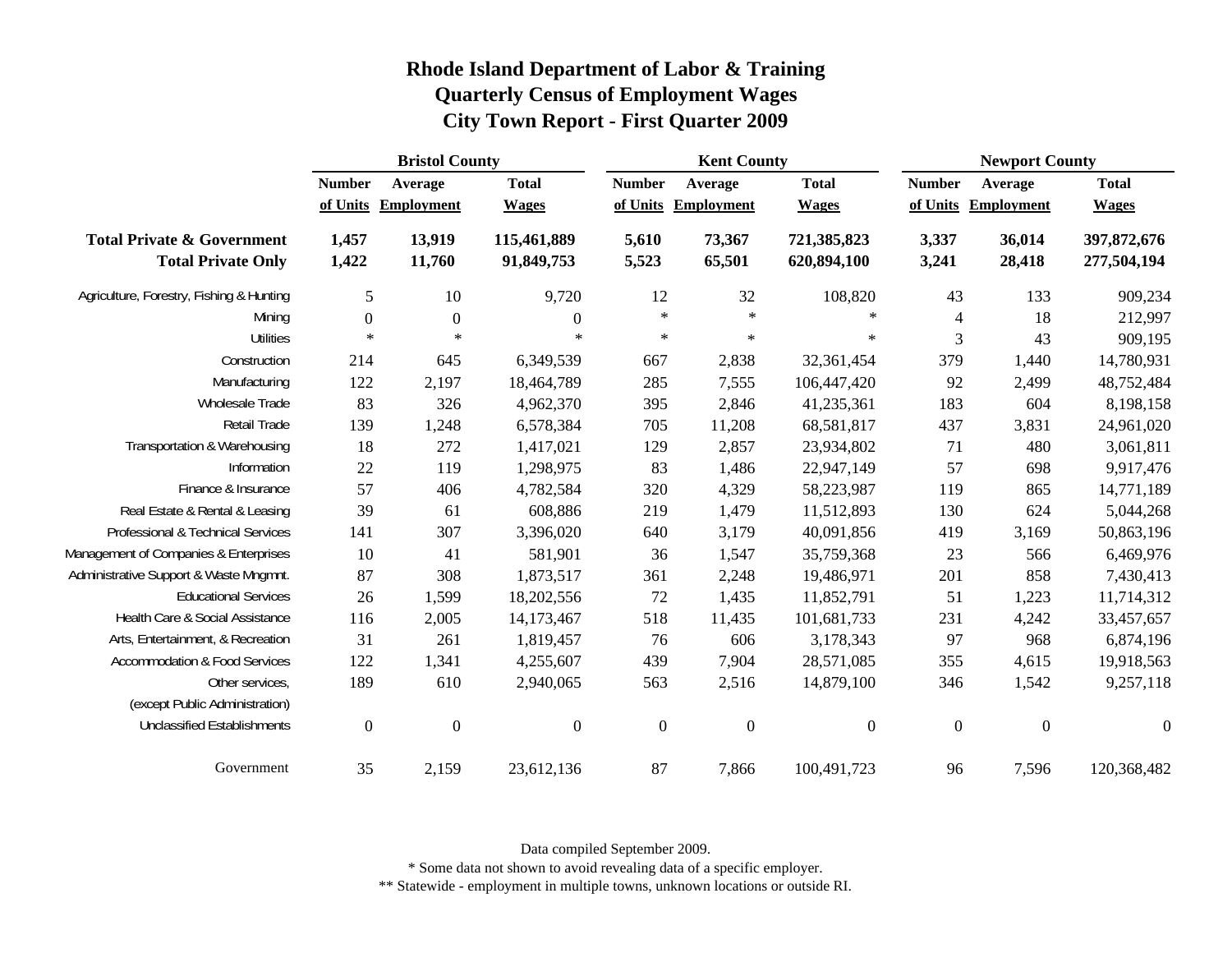# Rhode Island Department of Labor & Training
## Quarterly Census of Employment Wages
## City Town Report - First Quarter 2009

| | Bristol County | | | Kent County | | | Newport County | | |
|---|---|---|---|---|---|---|---|---|---|
| | Number of Units | Average Employment | Total Wages | Number of Units | Average Employment | Total Wages | Number of Units | Average Employment | Total Wages |
| **Total Private & Government** | **1,457** | **13,919** | **115,461,889** | **5,610** | **73,367** | **721,385,823** | **3,337** | **36,014** | **397,872,676** |
| **Total Private Only** | **1,422** | **11,760** | **91,849,753** | **5,523** | **65,501** | **620,894,100** | **3,241** | **28,418** | **277,504,194** |
| Agriculture, Forestry, Fishing & Hunting | 5 | 10 | 9,720 | 12 | 32 | 108,820 | 43 | 133 | 909,234 |
| Mining | 0 | 0 | 0 | * | * | * | 4 | 18 | 212,997 |
| Utilities | * | * | * | * | * | * | 3 | 43 | 909,195 |
| Construction | 214 | 645 | 6,349,539 | 667 | 2,838 | 32,361,454 | 379 | 1,440 | 14,780,931 |
| Manufacturing | 122 | 2,197 | 18,464,789 | 285 | 7,555 | 106,447,420 | 92 | 2,499 | 48,752,484 |
| Wholesale Trade | 83 | 326 | 4,962,370 | 395 | 2,846 | 41,235,361 | 183 | 604 | 8,198,158 |
| Retail Trade | 139 | 1,248 | 6,578,384 | 705 | 11,208 | 68,581,817 | 437 | 3,831 | 24,961,020 |
| Transportation & Warehousing | 18 | 272 | 1,417,021 | 129 | 2,857 | 23,934,802 | 71 | 480 | 3,061,811 |
| Information | 22 | 119 | 1,298,975 | 83 | 1,486 | 22,947,149 | 57 | 698 | 9,917,476 |
| Finance & Insurance | 57 | 406 | 4,782,584 | 320 | 4,329 | 58,223,987 | 119 | 865 | 14,771,189 |
| Real Estate & Rental & Leasing | 39 | 61 | 608,886 | 219 | 1,479 | 11,512,893 | 130 | 624 | 5,044,268 |
| Professional & Technical Services | 141 | 307 | 3,396,020 | 640 | 3,179 | 40,091,856 | 419 | 3,169 | 50,863,196 |
| Management of Companies & Enterprises | 10 | 41 | 581,901 | 36 | 1,547 | 35,759,368 | 23 | 566 | 6,469,976 |
| Administrative Support & Waste Mngmnt. | 87 | 308 | 1,873,517 | 361 | 2,248 | 19,486,971 | 201 | 858 | 7,430,413 |
| Educational Services | 26 | 1,599 | 18,202,556 | 72 | 1,435 | 11,852,791 | 51 | 1,223 | 11,714,312 |
| Health Care & Social Assistance | 116 | 2,005 | 14,173,467 | 518 | 11,435 | 101,681,733 | 231 | 4,242 | 33,457,657 |
| Arts, Entertainment, & Recreation | 31 | 261 | 1,819,457 | 76 | 606 | 3,178,343 | 97 | 968 | 6,874,196 |
| Accommodation & Food Services | 122 | 1,341 | 4,255,607 | 439 | 7,904 | 28,571,085 | 355 | 4,615 | 19,918,563 |
| Other services, (except Public Administration) | 189 | 610 | 2,940,065 | 563 | 2,516 | 14,879,100 | 346 | 1,542 | 9,257,118 |
| Unclassified Establishments | 0 | 0 | 0 | 0 | 0 | 0 | 0 | 0 | 0 |
| Government | 35 | 2,159 | 23,612,136 | 87 | 7,866 | 100,491,723 | 96 | 7,596 | 120,368,482 |

Data compiled September 2009.

* Some data not shown to avoid revealing data of a specific employer.

** Statewide - employment in multiple towns, unknown locations or outside RI.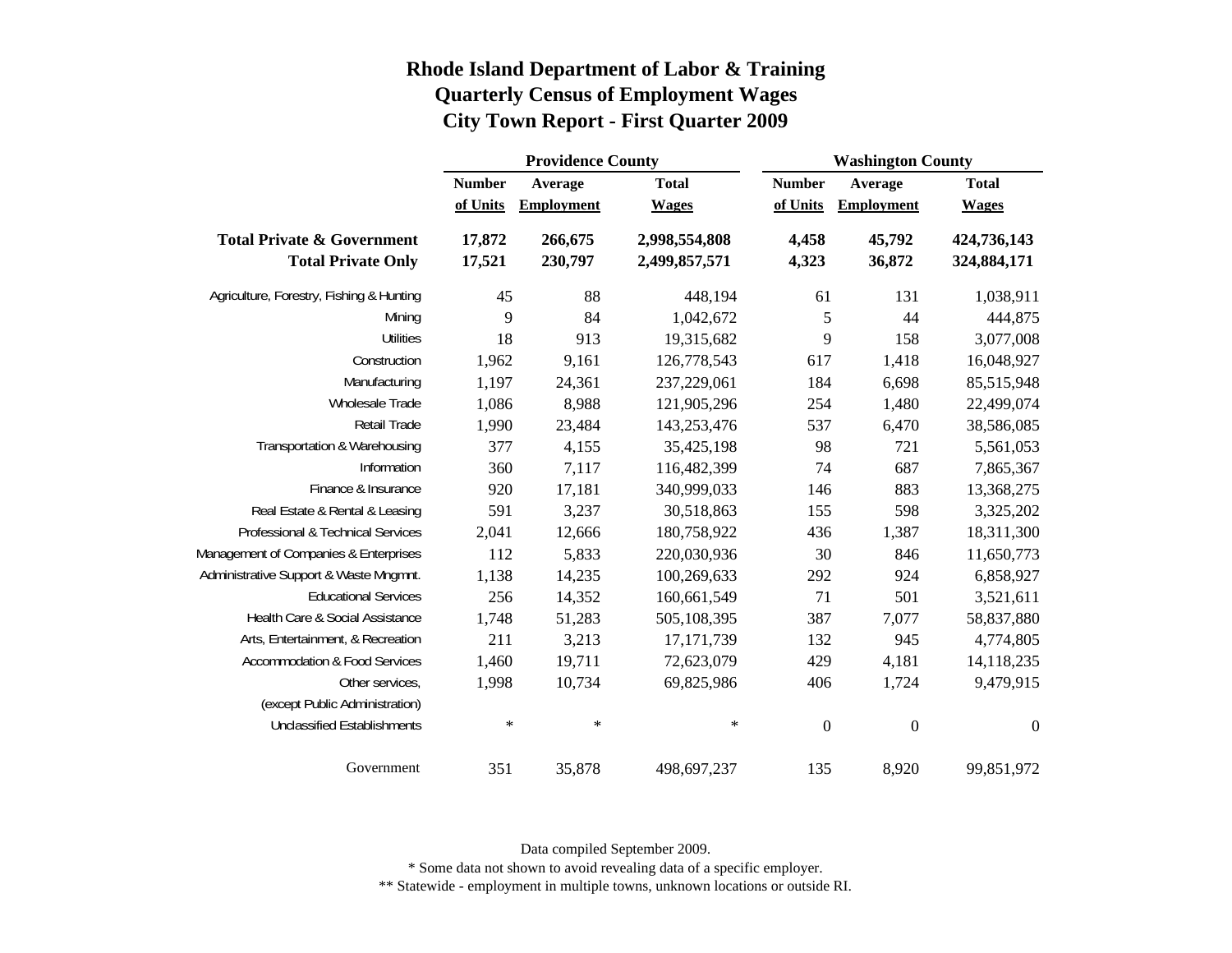# Rhode Island Department of Labor & Training
## Quarterly Census of Employment Wages
## City Town Report - First Quarter 2009

| | Providence County | | | Washington County | | |
|---|---|---|---|---|---|---|
| | Number of Units | Average Employment | Total Wages | Number of Units | Average Employment | Total Wages |
| **Total Private & Government** | **17,872** | **266,675** | **2,998,554,808** | **4,458** | **45,792** | **424,736,143** |
| **Total Private Only** | **17,521** | **230,797** | **2,499,857,571** | **4,323** | **36,872** | **324,884,171** |
| Agriculture, Forestry, Fishing & Hunting | 45 | 88 | 448,194 | 61 | 131 | 1,038,911 |
| Mining | 9 | 84 | 1,042,672 | 5 | 44 | 444,875 |
| Utilities | 18 | 913 | 19,315,682 | 9 | 158 | 3,077,008 |
| Construction | 1,962 | 9,161 | 126,778,543 | 617 | 1,418 | 16,048,927 |
| Manufacturing | 1,197 | 24,361 | 237,229,061 | 184 | 6,698 | 85,515,948 |
| Wholesale Trade | 1,086 | 8,988 | 121,905,296 | 254 | 1,480 | 22,499,074 |
| Retail Trade | 1,990 | 23,484 | 143,253,476 | 537 | 6,470 | 38,586,085 |
| Transportation & Warehousing | 377 | 4,155 | 35,425,198 | 98 | 721 | 5,561,053 |
| Information | 360 | 7,117 | 116,482,399 | 74 | 687 | 7,865,367 |
| Finance & Insurance | 920 | 17,181 | 340,999,033 | 146 | 883 | 13,368,275 |
| Real Estate & Rental & Leasing | 591 | 3,237 | 30,518,863 | 155 | 598 | 3,325,202 |
| Professional & Technical Services | 2,041 | 12,666 | 180,758,922 | 436 | 1,387 | 18,311,300 |
| Management of Companies & Enterprises | 112 | 5,833 | 220,030,936 | 30 | 846 | 11,650,773 |
| Administrative Support & Waste Mngmnt. | 1,138 | 14,235 | 100,269,633 | 292 | 924 | 6,858,927 |
| Educational Services | 256 | 14,352 | 160,661,549 | 71 | 501 | 3,521,611 |
| Health Care & Social Assistance | 1,748 | 51,283 | 505,108,395 | 387 | 7,077 | 58,837,880 |
| Arts, Entertainment, & Recreation | 211 | 3,213 | 17,171,739 | 132 | 945 | 4,774,805 |
| Accommodation & Food Services | 1,460 | 19,711 | 72,623,079 | 429 | 4,181 | 14,118,235 |
| Other services, (except Public Administration) | 1,998 | 10,734 | 69,825,986 | 406 | 1,724 | 9,479,915 |
| Unclassified Establishments | * | * | * | 0 | 0 | 0 |
| Government | 351 | 35,878 | 498,697,237 | 135 | 8,920 | 99,851,972 |

Data compiled September 2009.

* Some data not shown to avoid revealing data of a specific employer.

** Statewide - employment in multiple towns, unknown locations or outside RI.